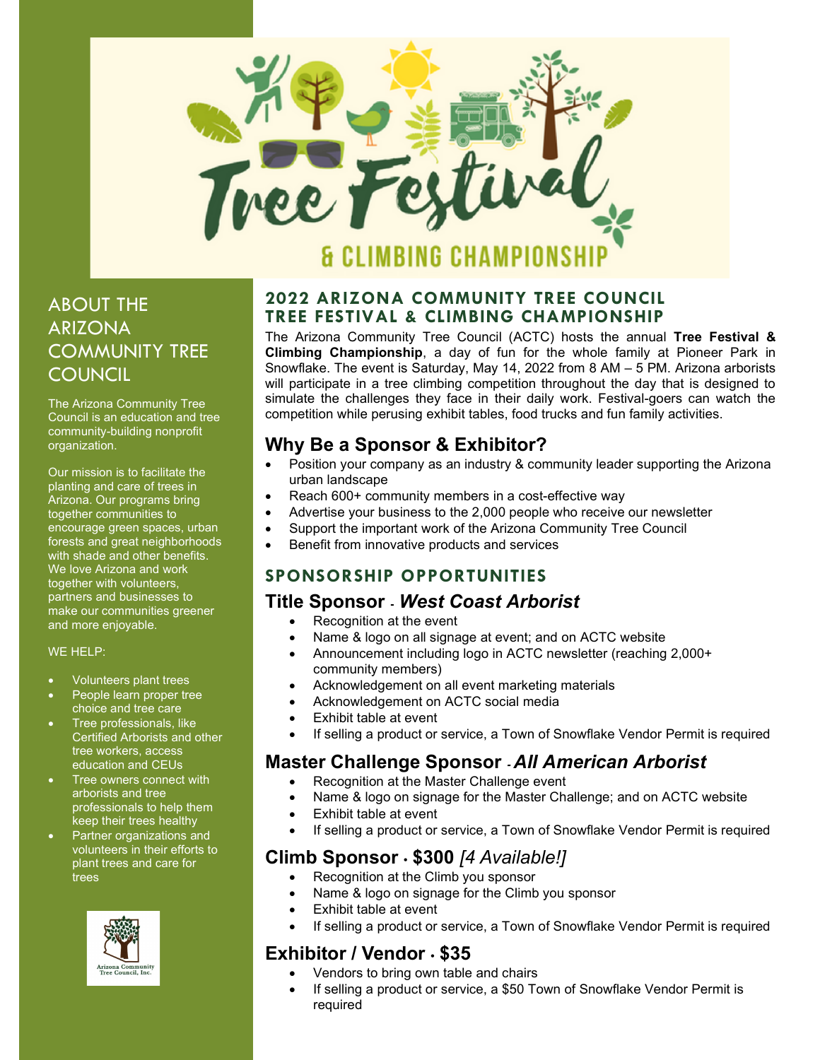# Tree Festival & CLIMBING CHAMPIONSHIP

## ABOUT THE ARIZONA COMMUNITY TREE COUNCIL

The Arizona Community Tree Council is an education and tree community-building nonprofit organization.

Our mission is to facilitate the planting and care of trees in Arizona. Our programs bring together communities to encourage green spaces, urban forests and great neighborhoods with shade and other benefits. We love Arizona and work together with volunteers, partners and businesses to make our communities greener and more enjoyable.

WE HELP:

- Volunteers plant trees
- People learn proper tree choice and tree care
- Tree professionals, like Certified Arborists and other tree workers, access education and CEUs
- Tree owners connect with arborists and tree professionals to help them keep their trees healthy
- Partner organizations and volunteers in their efforts to plant trees and care for trees

Arizona Community Tree Council, Inc.

## 2022 ARIZONA COMMUNITY TREE COUNCIL TREE FESTIVAL & CLIMBING CHAMPIONSHIP

The Arizona Community Tree Council (ACTC) hosts the annual **Tree Festival & Climbing Championship**, a day of fun for the whole family at Pioneer Park in Snowflake. The event is Saturday, May 14, 2022 from 8 AM – 5 PM. Arizona arborists will participate in a tree climbing competition throughout the day that is designed to simulate the challenges they face in their daily work. Festival-goers can watch the competition while perusing exhibit tables, food trucks and fun family activities.

## Why Be a Sponsor & Exhibitor?

- Position your company as an industry & community leader supporting the Arizona urban landscape
- Reach 600+ community members in a cost-effective way
- Advertise your business to the 2,000 people who receive our newsletter
- Support the important work of the Arizona Community Tree Council
- Benefit from innovative products and services

## SPONSORSHIP OPPORTUNITIES

### Title Sponsor - *West Coast Arborist*

- Recognition at the event
- Name & logo on all signage at event; and on ACTC website
- Announcement including logo in ACTC newsletter (reaching 2,000+ community members)
- Acknowledgement on all event marketing materials
- Acknowledgement on ACTC social media
- Exhibit table at event
- If selling a product or service, a Town of Snowflake Vendor Permit is required

### Master Challenge Sponsor - *All American Arborist*

- Recognition at the Master Challenge event
- Name & logo on signage for the Master Challenge; and on ACTC website
- Exhibit table at event
- If selling a product or service, a Town of Snowflake Vendor Permit is required

### Climb Sponsor - $300 *[4 Available!]*

- Recognition at the Climb you sponsor
- Name & logo on signage for the Climb you sponsor
- Exhibit table at event
- If selling a product or service, a Town of Snowflake Vendor Permit is required

### Exhibitor / Vendor - $35

- Vendors to bring own table and chairs
- If selling a product or service, a $50 Town of Snowflake Vendor Permit is required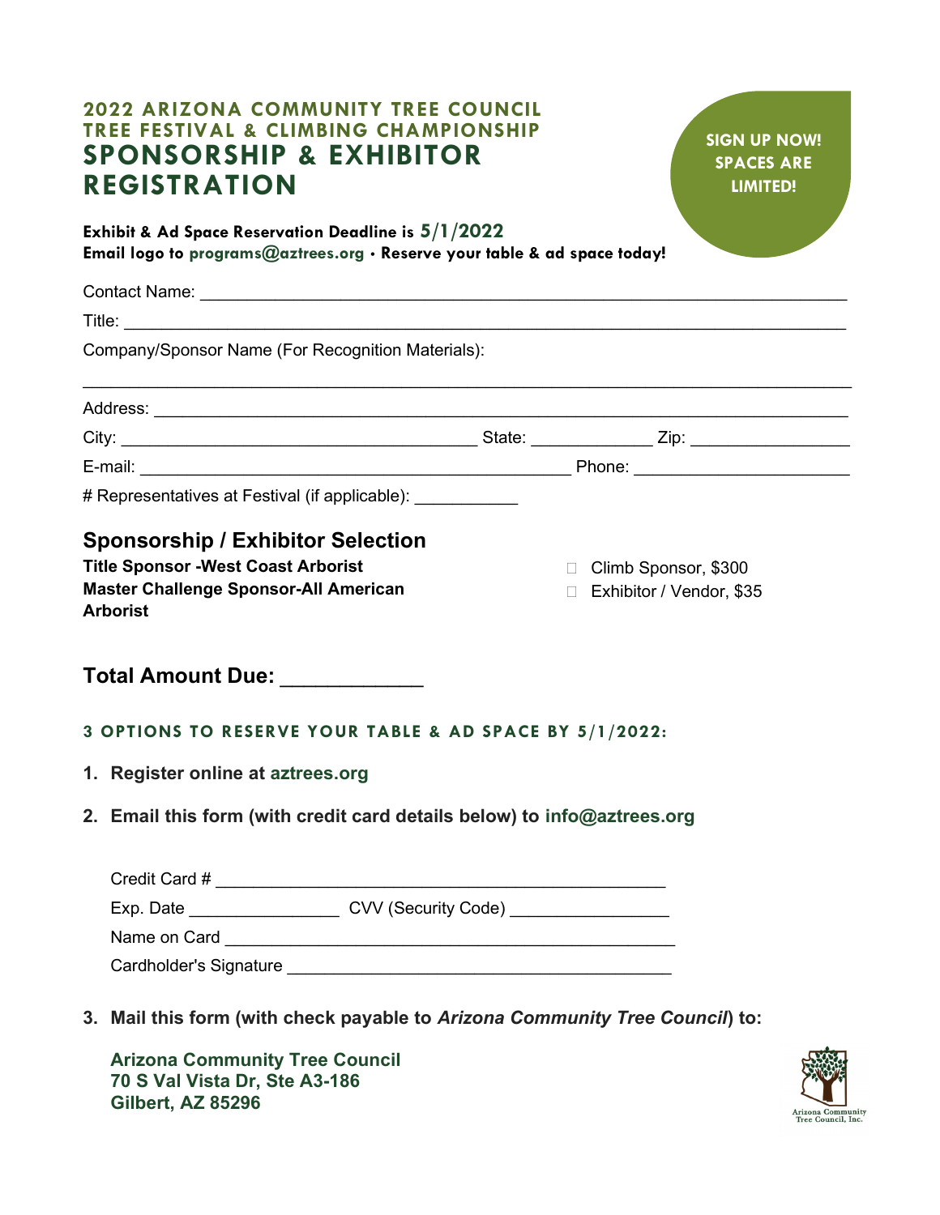**2022 ARIZONA COMMUNITY TREE COUNCIL TREE FESTIVAL & CLIMBING CHAMPIONSHIP**

# SPONSORSHIP & EXHIBITOR REGISTRATION

**SIGN UP NOW! SPACES ARE LIMITED!**

**Exhibit & Ad Space Reservation Deadline is 5/1/2022**
**Email logo to programs@aztrees.org • Reserve your table & ad space today!**

Contact Name: ______________________________________________

Title: ______________________________________________

Company/Sponsor Name (For Recognition Materials):

______________________________________________

Address: ______________________________________________

City: ______________________ State: __________ Zip: ______________

E-mail: ______________________________ Phone: ____________________

# Representatives at Festival (if applicable): __________

## Sponsorship / Exhibitor Selection

**Title Sponsor -West Coast Arborist**
**Master Challenge Sponsor-All American Arborist**

- ☐ Climb Sponsor, $300
- ☐ Exhibitor / Vendor, $35

## Total Amount Due: ___________

### 3 OPTIONS TO RESERVE YOUR TABLE & AD SPACE BY 5/1/2022:

1. **Register online at aztrees.org**
2. **Email this form (with credit card details below) to info@aztrees.org**

   Credit Card # ______________________________________________

   Exp. Date ______________ CVV (Security Code) ______________

   Name on Card ______________________________________________

   Cardholder's Signature ______________________________________

3. **Mail this form (with check payable to *Arizona Community Tree Council*) to:**

   **Arizona Community Tree Council**
   **70 S Val Vista Dr, Ste A3-186**
   **Gilbert, AZ 85296**

Arizona Community Tree Council, Inc.